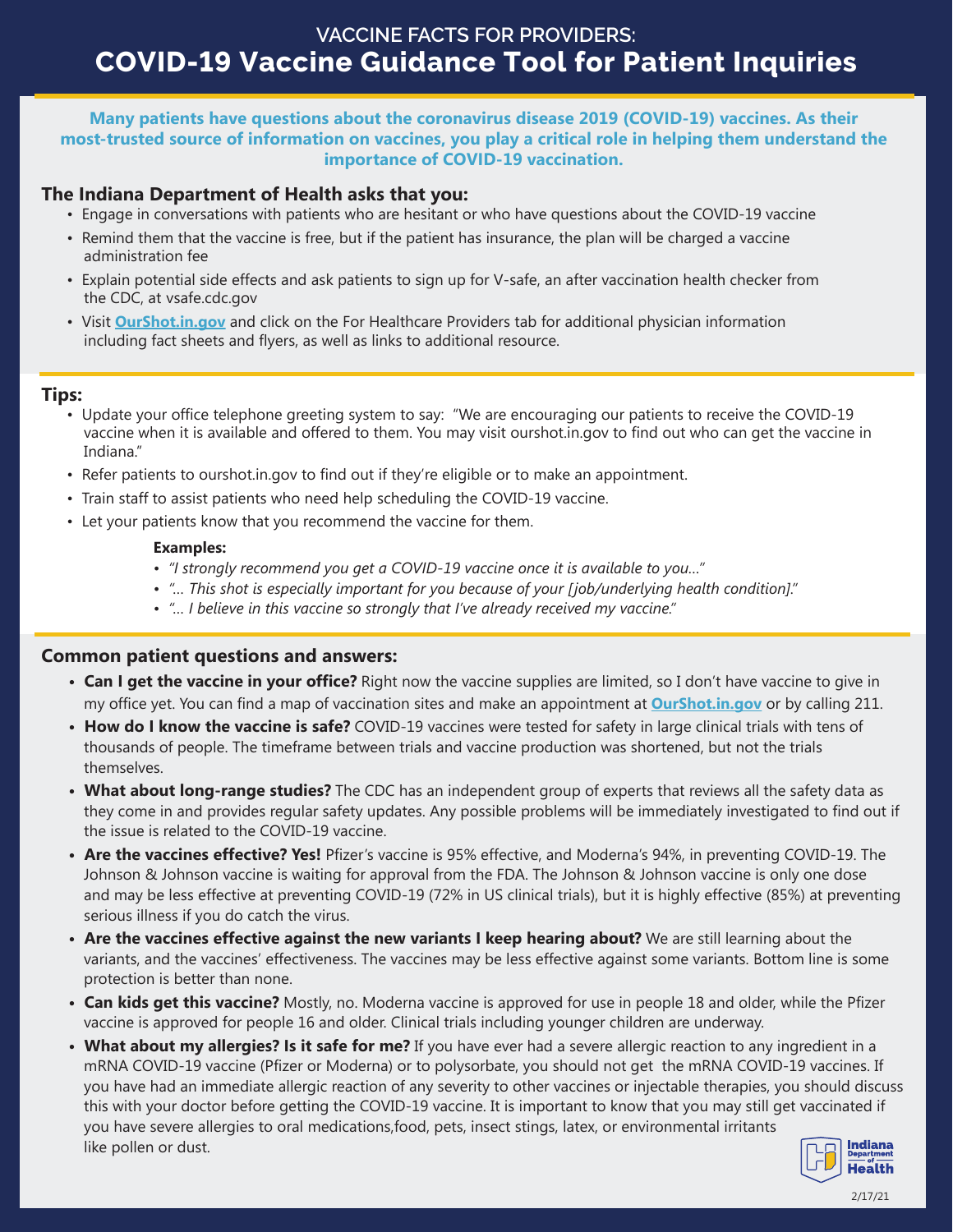VACCINE FACTS FOR PROVIDERS:

# COVID-19 Vaccine Guidance Tool for Patient Inquiries

**Many patients have questions about the coronavirus disease 2019 (COVID-19) vaccines. As their most-trusted source of information on vaccines, you play a critical role in helping them understand the importance of COVID-19 vaccination.**

## The Indiana Department of Health asks that you:

- Engage in conversations with patients who are hesitant or who have questions about the COVID-19 vaccine
- Remind them that the vaccine is free, but if the patient has insurance, the plan will be charged a vaccine administration fee
- Explain potential side effects and ask patients to sign up for V-safe, an after vaccination health checker from the CDC, at vsafe.cdc.gov
- Visit **OurShot.in.gov** and click on the For Healthcare Providers tab for additional physician information including fact sheets and flyers, as well as links to additional resource.

## Tips:

- Update your office telephone greeting system to say: "We are encouraging our patients to receive the COVID-19 vaccine when it is available and offered to them. You may visit ourshot.in.gov to find out who can get the vaccine in Indiana."
- Refer patients to ourshot.in.gov to find out if they're eligible or to make an appointment.
- Train staff to assist patients who need help scheduling the COVID-19 vaccine.
- Let your patients know that you recommend the vaccine for them.

**Examples:**

- *"I strongly recommend you get a COVID-19 vaccine once it is available to you…"*
- *"… This shot is especially important for you because of your [job/underlying health condition]."*
- *"… I believe in this vaccine so strongly that I've already received my vaccine."*

## Common patient questions and answers:

- **Can I get the vaccine in your office?** Right now the vaccine supplies are limited, so I don't have vaccine to give in my office yet. You can find a map of vaccination sites and make an appointment at **OurShot.in.gov** or by calling 211.
- **How do I know the vaccine is safe?** COVID-19 vaccines were tested for safety in large clinical trials with tens of thousands of people. The timeframe between trials and vaccine production was shortened, but not the trials themselves.
- **What about long-range studies?** The CDC has an independent group of experts that reviews all the safety data as they come in and provides regular safety updates. Any possible problems will be immediately investigated to find out if the issue is related to the COVID-19 vaccine.
- **Are the vaccines effective? Yes!** Pfizer's vaccine is 95% effective, and Moderna's 94%, in preventing COVID-19. The Johnson & Johnson vaccine is waiting for approval from the FDA. The Johnson & Johnson vaccine is only one dose and may be less effective at preventing COVID-19 (72% in US clinical trials), but it is highly effective (85%) at preventing serious illness if you do catch the virus.
- **Are the vaccines effective against the new variants I keep hearing about?** We are still learning about the variants, and the vaccines' effectiveness. The vaccines may be less effective against some variants. Bottom line is some protection is better than none.
- **Can kids get this vaccine?** Mostly, no. Moderna vaccine is approved for use in people 18 and older, while the Pfizer vaccine is approved for people 16 and older. Clinical trials including younger children are underway.
- **What about my allergies? Is it safe for me?** If you have ever had a severe allergic reaction to any ingredient in a mRNA COVID-19 vaccine (Pfizer or Moderna) or to polysorbate, you should not get the mRNA COVID-19 vaccines. If you have had an immediate allergic reaction of any severity to other vaccines or injectable therapies, you should discuss this with your doctor before getting the COVID-19 vaccine. It is important to know that you may still get vaccinated if you have severe allergies to oral medications,food, pets, insect stings, latex, or environmental irritants like pollen or dust.

Indiana Department of Health

2/17/21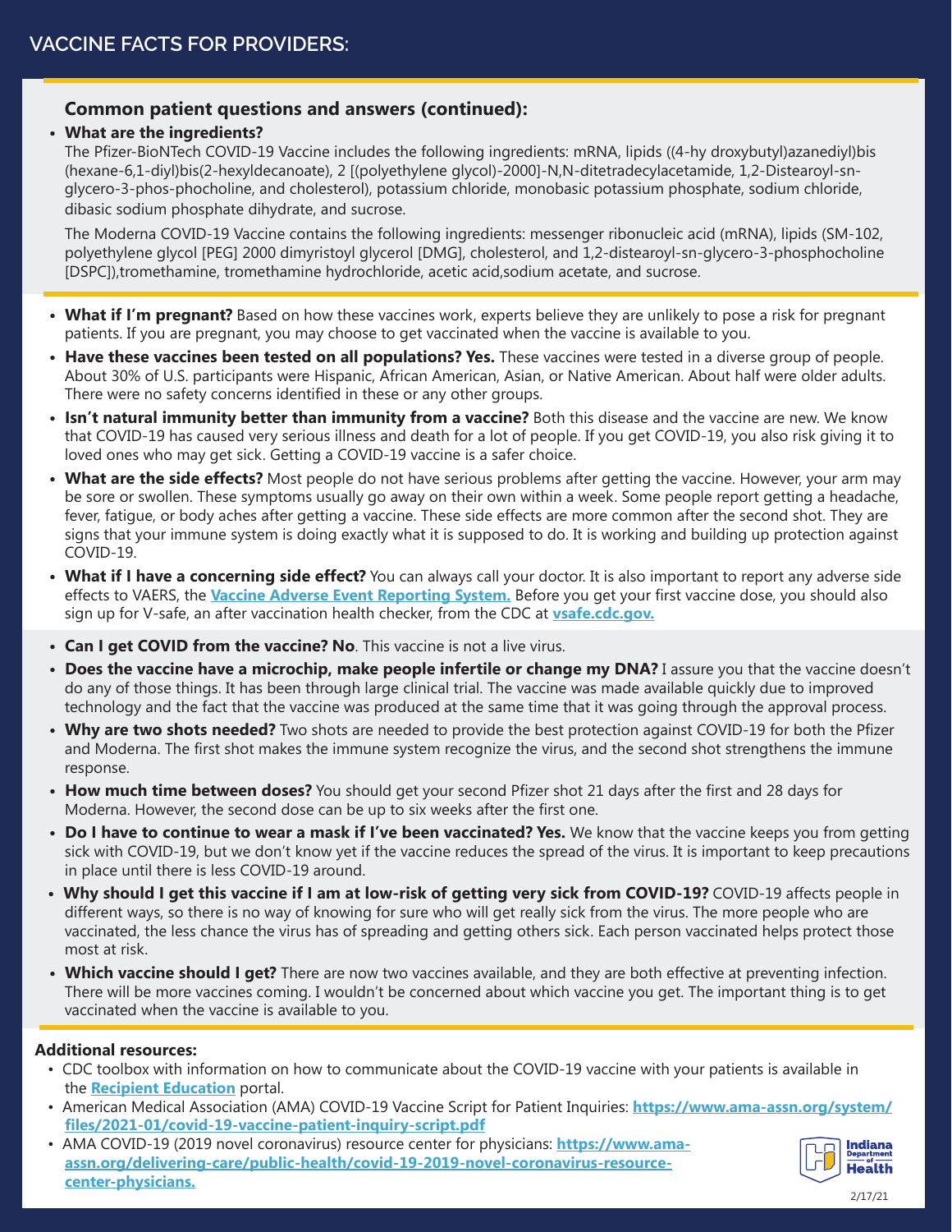## VACCINE FACTS FOR PROVIDERS:

### Common patient questions and answers (continued):

- **What are the ingredients?**
  The Pfizer-BioNTech COVID-19 Vaccine includes the following ingredients: mRNA, lipids ((4-hy droxybutyl)azanediyl)bis (hexane-6,1-diyl)bis(2-hexyldecanoate), 2 [(polyethylene glycol)-2000]-N,N-ditetradecylacetamide, 1,2-Distearoyl-sn-glycero-3-phos-phocholine, and cholesterol), potassium chloride, monobasic potassium phosphate, sodium chloride, dibasic sodium phosphate dihydrate, and sucrose.

  The Moderna COVID-19 Vaccine contains the following ingredients: messenger ribonucleic acid (mRNA), lipids (SM-102, polyethylene glycol [PEG] 2000 dimyristoyl glycerol [DMG], cholesterol, and 1,2-distearoyl-sn-glycero-3-phosphocholine [DSPC]),tromethamine, tromethamine hydrochloride, acetic acid,sodium acetate, and sucrose.

- **What if I'm pregnant?** Based on how these vaccines work, experts believe they are unlikely to pose a risk for pregnant patients. If you are pregnant, you may choose to get vaccinated when the vaccine is available to you.
- **Have these vaccines been tested on all populations? Yes.** These vaccines were tested in a diverse group of people. About 30% of U.S. participants were Hispanic, African American, Asian, or Native American. About half were older adults. There were no safety concerns identified in these or any other groups.
- **Isn't natural immunity better than immunity from a vaccine?** Both this disease and the vaccine are new. We know that COVID-19 has caused very serious illness and death for a lot of people. If you get COVID-19, you also risk giving it to loved ones who may get sick. Getting a COVID-19 vaccine is a safer choice.
- **What are the side effects?** Most people do not have serious problems after getting the vaccine. However, your arm may be sore or swollen. These symptoms usually go away on their own within a week. Some people report getting a headache, fever, fatigue, or body aches after getting a vaccine. These side effects are more common after the second shot. They are signs that your immune system is doing exactly what it is supposed to do. It is working and building up protection against COVID-19.
- **What if I have a concerning side effect?** You can always call your doctor. It is also important to report any adverse side effects to VAERS, the **Vaccine Adverse Event Reporting System.** Before you get your first vaccine dose, you should also sign up for V-safe, an after vaccination health checker, from the CDC at **vsafe.cdc.gov.**
- **Can I get COVID from the vaccine? No**. This vaccine is not a live virus.
- **Does the vaccine have a microchip, make people infertile or change my DNA?** I assure you that the vaccine doesn't do any of those things. It has been through large clinical trial. The vaccine was made available quickly due to improved technology and the fact that the vaccine was produced at the same time that it was going through the approval process.
- **Why are two shots needed?** Two shots are needed to provide the best protection against COVID-19 for both the Pfizer and Moderna. The first shot makes the immune system recognize the virus, and the second shot strengthens the immune response.
- **How much time between doses?** You should get your second Pfizer shot 21 days after the first and 28 days for Moderna. However, the second dose can be up to six weeks after the first one.
- **Do I have to continue to wear a mask if I've been vaccinated? Yes.** We know that the vaccine keeps you from getting sick with COVID-19, but we don't know yet if the vaccine reduces the spread of the virus. It is important to keep precautions in place until there is less COVID-19 around.
- **Why should I get this vaccine if I am at low-risk of getting very sick from COVID-19?** COVID-19 affects people in different ways, so there is no way of knowing for sure who will get really sick from the virus. The more people who are vaccinated, the less chance the virus has of spreading and getting others sick. Each person vaccinated helps protect those most at risk.
- **Which vaccine should I get?** There are now two vaccines available, and they are both effective at preventing infection. There will be more vaccines coming. I wouldn't be concerned about which vaccine you get. The important thing is to get vaccinated when the vaccine is available to you.

### Additional resources:

- CDC toolbox with information on how to communicate about the COVID-19 vaccine with your patients is available in the **Recipient Education** portal.
- American Medical Association (AMA) COVID-19 Vaccine Script for Patient Inquiries: **https://www.ama-assn.org/system/files/2021-01/covid-19-vaccine-patient-inquiry-script.pdf**
- AMA COVID-19 (2019 novel coronavirus) resource center for physicians: **https://www.ama-assn.org/delivering-care/public-health/covid-19-2019-novel-coronavirus-resource-center-physicians.**

Indiana Department of Health

2/17/21